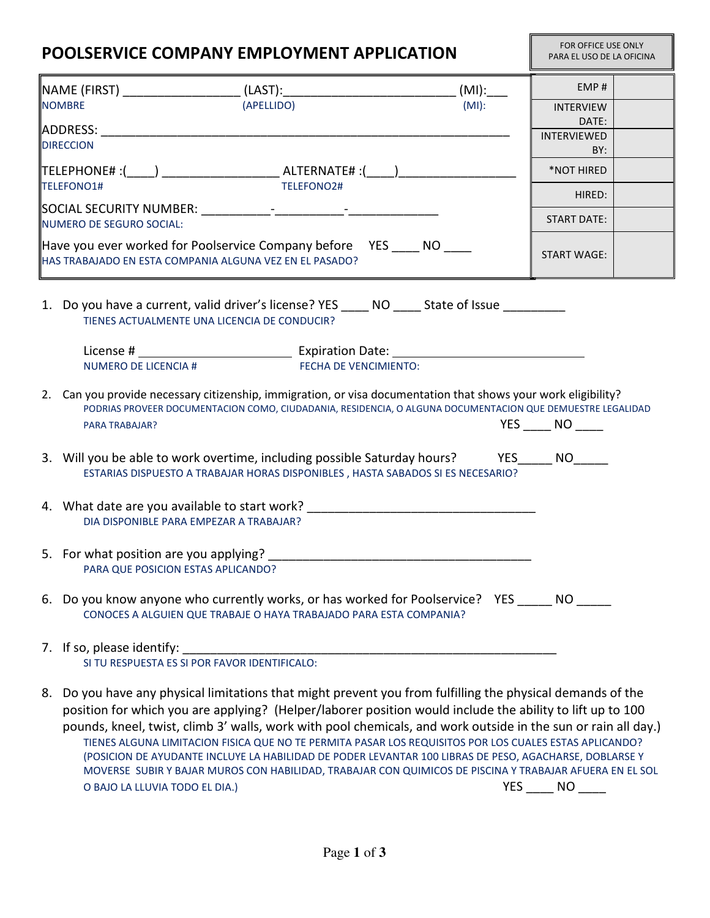# POOLSERVICE COMPANY EMPLOYMENT APPLICATION

| FOR OFFICE USE ONLY<br>PARA EL USO DE LA OFICINA | |
|---|---|
| EMP # | |
| INTERVIEW DATE: | |
| INTERVIEWED BY: | |
| *NOT HIRED | |
| HIRED: | |
| START DATE: | |
| START WAGE: | |

NAME (FIRST) ________________ (LAST):________________________ (MI):___
NOMBRE (APELLIDO) (MI):

ADDRESS: ____________________________________________________________
DIRECCION

TELEPHONE# :(____) ________________ ALTERNATE# :(____)________________
TELEFONO1# TELEFONO2#

SOCIAL SECURITY NUMBER: __________-__________-_____________
NUMERO DE SEGURO SOCIAL:

Have you ever worked for Poolservice Company before YES ____ NO ____
HAS TRABAJADO EN ESTA COMPANIA ALGUNA VEZ EN EL PASADO?

1. Do you have a current, valid driver's license? YES ____ NO ____ State of Issue _________
   TIENES ACTUALMENTE UNA LICENCIA DE CONDUCIR?

   License # ______________________ Expiration Date: ____________________________
   NUMERO DE LICENCIA # FECHA DE VENCIMIENTO:

2. Can you provide necessary citizenship, immigration, or visa documentation that shows your work eligibility?
   PODRIAS PROVEER DOCUMENTACION COMO, CIUDADANIA, RESIDENCIA, O ALGUNA DOCUMENTACION QUE DEMUESTRE LEGALIDAD PARA TRABAJAR? YES ____ NO ____

3. Will you be able to work overtime, including possible Saturday hours? YES_____ NO_____
   ESTARIAS DISPUESTO A TRABAJAR HORAS DISPONIBLES , HASTA SABADOS SI ES NECESARIO?

4. What date are you available to start work? _________________________________
   DIA DISPONIBLE PARA EMPEZAR A TRABAJAR?

5. For what position are you applying? _______________________________________
   PARA QUE POSICION ESTAS APLICANDO?

6. Do you know anyone who currently works, or has worked for Poolservice? YES _____ NO _____
   CONOCES A ALGUIEN QUE TRABAJE O HAYA TRABAJADO PARA ESTA COMPANIA?

7. If so, please identify: _______________________________________________________
   SI TU RESPUESTA ES SI POR FAVOR IDENTIFICALO:

8. Do you have any physical limitations that might prevent you from fulfilling the physical demands of the position for which you are applying? (Helper/laborer position would include the ability to lift up to 100 pounds, kneel, twist, climb 3' walls, work with pool chemicals, and work outside in the sun or rain all day.)
   TIENES ALGUNA LIMITACION FISICA QUE NO TE PERMITA PASAR LOS REQUISITOS POR LOS CUALES ESTAS APLICANDO? (POSICION DE AYUDANTE INCLUYE LA HABILIDAD DE PODER LEVANTAR 100 LIBRAS DE PESO, AGACHARSE, DOBLARSE Y MOVERSE SUBIR Y BAJAR MUROS CON HABILIDAD, TRABAJAR CON QUIMICOS DE PISCINA Y TRABAJAR AFUERA EN EL SOL O BAJO LA LLUVIA TODO EL DIA.) YES ____ NO ____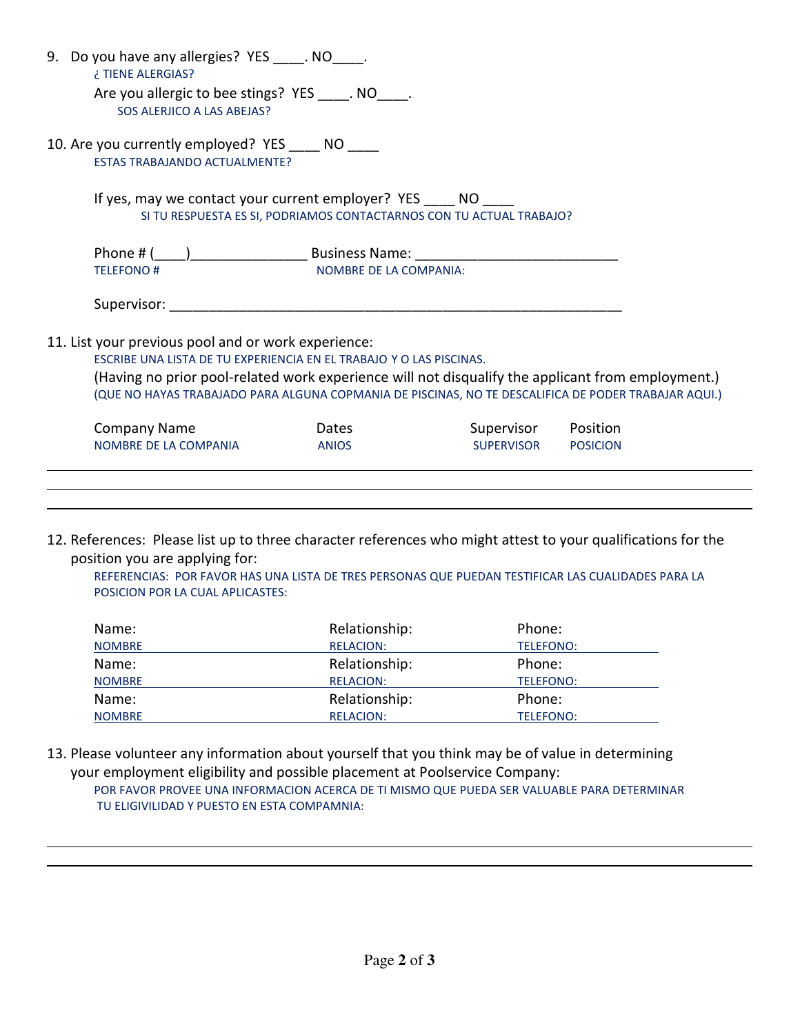9. Do you have any allergies? YES ____. NO____.
   ¿ TIENE ALERGIAS?

   Are you allergic to bee stings? YES ____. NO____.
   SOS ALERJICO A LAS ABEJAS?

10. Are you currently employed? YES ____ NO ____
    ESTAS TRABAJANDO ACTUALMENTE?

    If yes, may we contact your current employer? YES ____ NO ____
    SI TU RESPUESTA ES SI, PODRIAMOS CONTACTARNOS CON TU ACTUAL TRABAJO?

    Phone # (____)_______________ Business Name: __________________________
    TELEFONO # NOMBRE DE LA COMPANIA:

    Supervisor: ___________________________________________________________

11. List your previous pool and or work experience:
    ESCRIBE UNA LISTA DE TU EXPERIENCIA EN EL TRABAJO Y O LAS PISCINAS.
    (Having no prior pool-related work experience will not disqualify the applicant from employment.)
    (QUE NO HAYAS TRABAJADO PARA ALGUNA COPMANIA DE PISCINAS, NO TE DESCALIFICA DE PODER TRABAJAR AQUI.)

| Company Name<br>NOMBRE DE LA COMPANIA | Dates<br>ANIOS | Supervisor<br>SUPERVISOR | Position<br>POSICION |
|---|---|---|---|
| | | | |
| | | | |
| | | | |

12. References: Please list up to three character references who might attest to your qualifications for the position you are applying for:
    REFERENCIAS: POR FAVOR HAS UNA LISTA DE TRES PERSONAS QUE PUEDAN TESTIFICAR LAS CUALIDADES PARA LA POSICION POR LA CUAL APLICASTES:

| Name:<br>NOMBRE | Relationship:<br>RELACION: | Phone:<br>TELEFONO: |
|---|---|---|
| Name:<br>NOMBRE | Relationship:<br>RELACION: | Phone:<br>TELEFONO: |
| Name:<br>NOMBRE | Relationship:<br>RELACION: | Phone:<br>TELEFONO: |

13. Please volunteer any information about yourself that you think may be of value in determining your employment eligibility and possible placement at Poolservice Company:
    POR FAVOR PROVEE UNA INFORMACION ACERCA DE TI MISMO QUE PUEDA SER VALUABLE PARA DETERMINAR TU ELIGIVILIDAD Y PUESTO EN ESTA COMPAMNIA:

_______________________________________________________________________________

_______________________________________________________________________________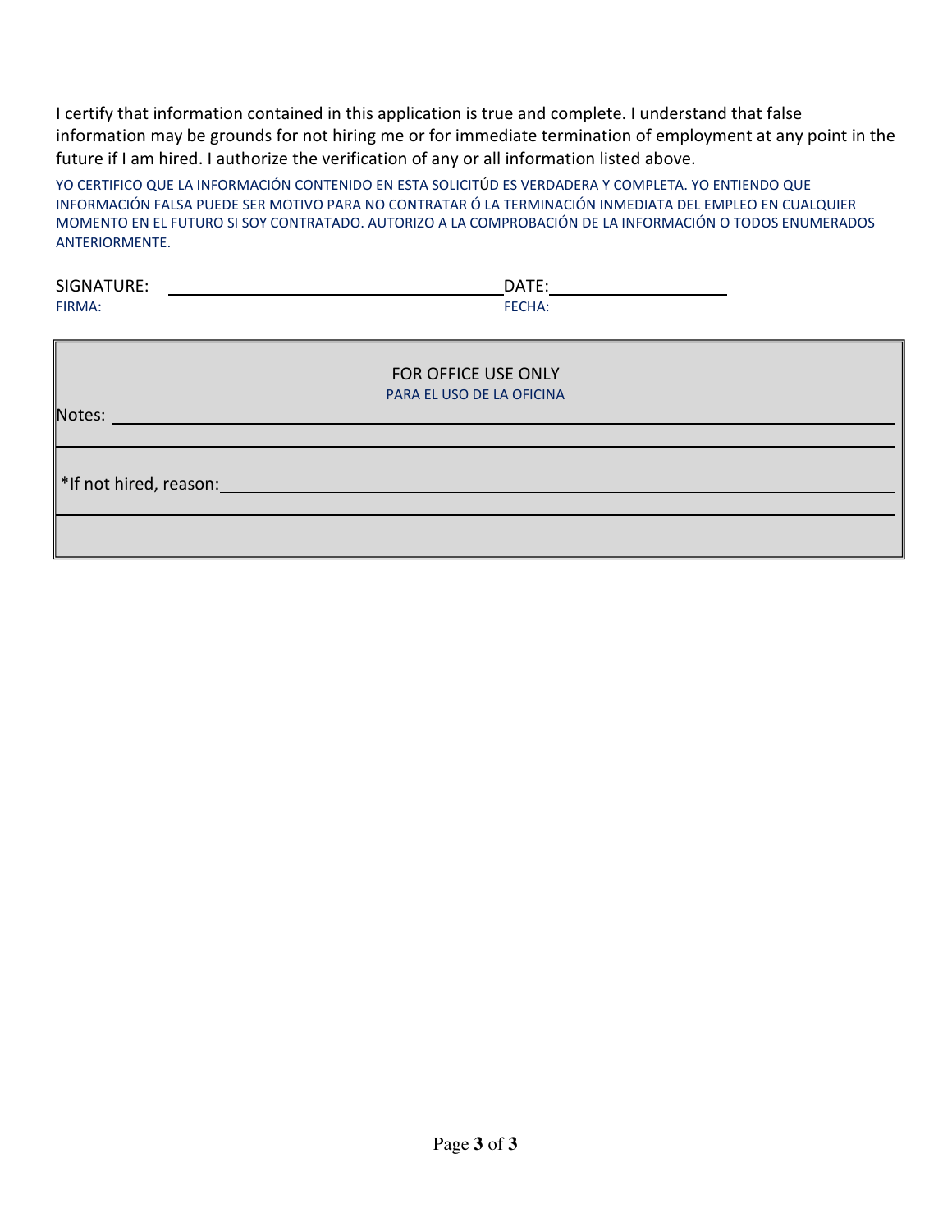I certify that information contained in this application is true and complete. I understand that false information may be grounds for not hiring me or for immediate termination of employment at any point in the future if I am hired. I authorize the verification of any or all information listed above.

YO CERTIFICO QUE LA INFORMACIÓN CONTENIDO EN ESTA SOLICITÚD ES VERDADERA Y COMPLETA. YO ENTIENDO QUE INFORMACIÓN FALSA PUEDE SER MOTIVO PARA NO CONTRATAR Ó LA TERMINACIÓN INMEDIATA DEL EMPLEO EN CUALQUIER MOMENTO EN EL FUTURO SI SOY CONTRATADO. AUTORIZO A LA COMPROBACIÓN DE LA INFORMACIÓN O TODOS ENUMERADOS ANTERIORMENTE.

SIGNATURE: ______________________________ DATE: ____________________
FIRMA: FECHA:

---

FOR OFFICE USE ONLY
PARA EL USO DE LA OFICINA

Notes: ____________________________________________________________

____________________________________________________________

*If not hired, reason: ____________________________________________________________

____________________________________________________________